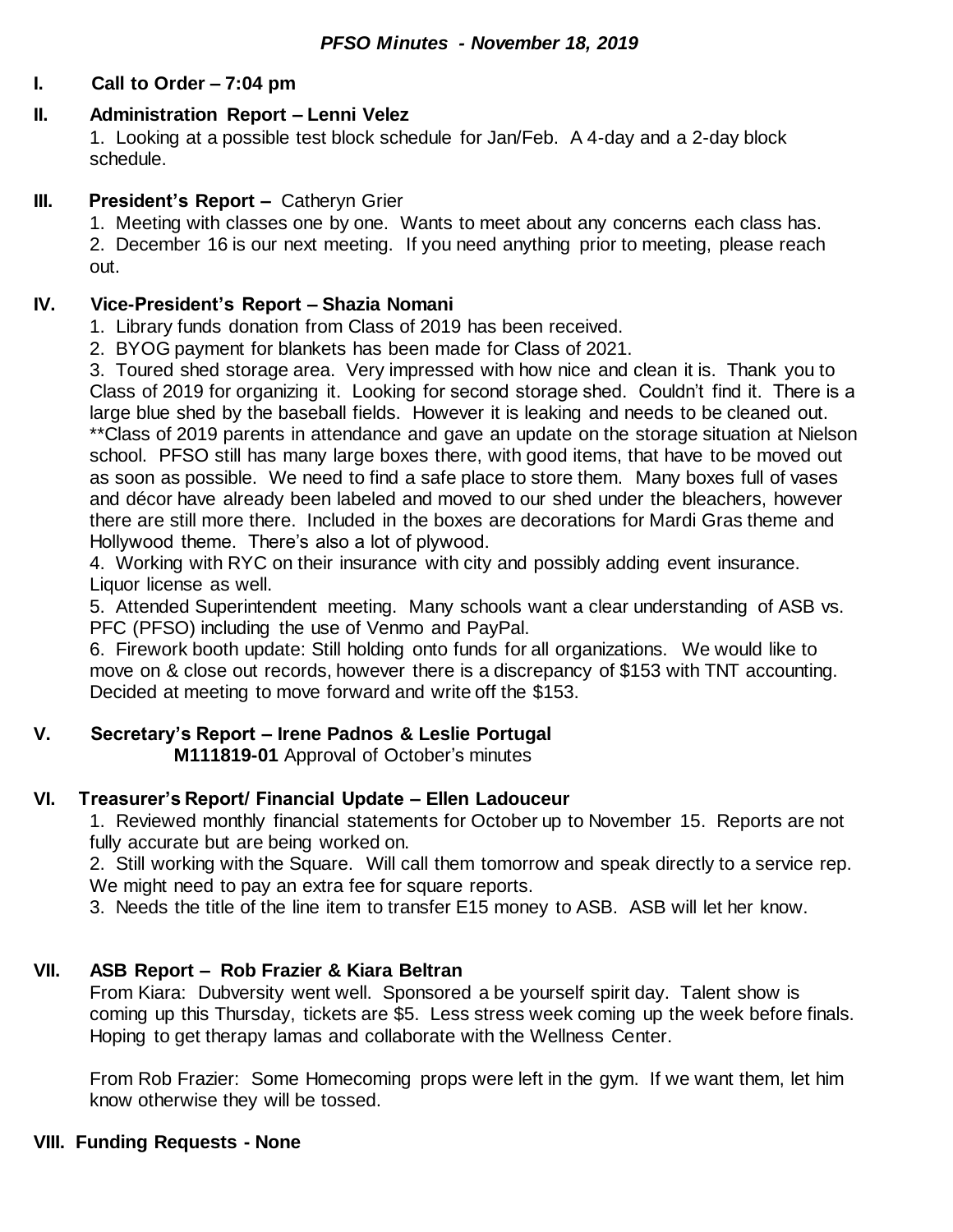# *PFSO Minutes - November 18, 2019*

## I. Call to Order – 7:04 pm

## II. Administration Report – Lenni Velez

1. Looking at a possible test block schedule for Jan/Feb. A 4-day and a 2-day block schedule.

## III. President's Report – Catheryn Grier

1. Meeting with classes one by one. Wants to meet about any concerns each class has.
2. December 16 is our next meeting. If you need anything prior to meeting, please reach out.

## IV. Vice-President's Report – Shazia Nomani

1. Library funds donation from Class of 2019 has been received.
2. BYOG payment for blankets has been made for Class of 2021.
3. Toured shed storage area. Very impressed with how nice and clean it is. Thank you to Class of 2019 for organizing it. Looking for second storage shed. Couldn't find it. There is a large blue shed by the baseball fields. However it is leaking and needs to be cleaned out.

   **Class of 2019 parents in attendance and gave an update on the storage situation at Nielson school. PFSO still has many large boxes there, with good items, that have to be moved out as soon as possible. We need to find a safe place to store them. Many boxes full of vases and décor have already been labeled and moved to our shed under the bleachers, however there are still more there. Included in the boxes are decorations for Mardi Gras theme and Hollywood theme. There's also a lot of plywood.
4. Working with RYC on their insurance with city and possibly adding event insurance. Liquor license as well.
5. Attended Superintendent meeting. Many schools want a clear understanding of ASB vs. PFC (PFSO) including the use of Venmo and PayPal.
6. Firework booth update: Still holding onto funds for all organizations. We would like to move on & close out records, however there is a discrepancy of $153 with TNT accounting. Decided at meeting to move forward and write off the $153.

## V. Secretary's Report – Irene Padnos & Leslie Portugal

**M111819-01** Approval of October's minutes

## VI. Treasurer's Report/ Financial Update – Ellen Ladouceur

1. Reviewed monthly financial statements for October up to November 15. Reports are not fully accurate but are being worked on.
2. Still working with the Square. Will call them tomorrow and speak directly to a service rep. We might need to pay an extra fee for square reports.
3. Needs the title of the line item to transfer E15 money to ASB. ASB will let her know.

## VII. ASB Report – Rob Frazier & Kiara Beltran

From Kiara: Dubversity went well. Sponsored a be yourself spirit day. Talent show is coming up this Thursday, tickets are $5. Less stress week coming up the week before finals. Hoping to get therapy lamas and collaborate with the Wellness Center.

From Rob Frazier: Some Homecoming props were left in the gym. If we want them, let him know otherwise they will be tossed.

## VIII. Funding Requests - None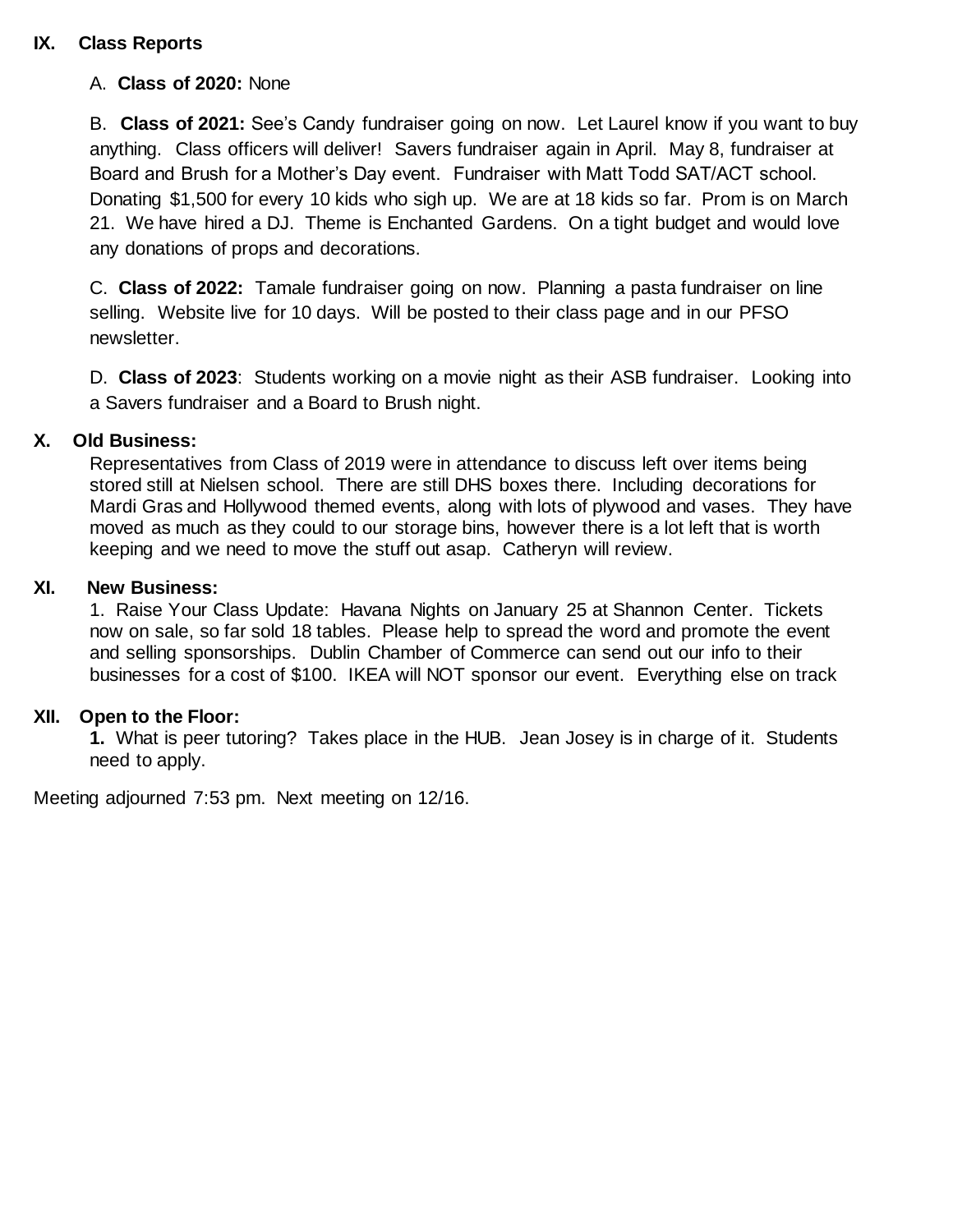## IX. Class Reports

A. **Class of 2020:** None

B. **Class of 2021:** See's Candy fundraiser going on now. Let Laurel know if you want to buy anything. Class officers will deliver! Savers fundraiser again in April. May 8, fundraiser at Board and Brush for a Mother's Day event. Fundraiser with Matt Todd SAT/ACT school. Donating $1,500 for every 10 kids who sigh up. We are at 18 kids so far. Prom is on March 21. We have hired a DJ. Theme is Enchanted Gardens. On a tight budget and would love any donations of props and decorations.

C. **Class of 2022:** Tamale fundraiser going on now. Planning a pasta fundraiser on line selling. Website live for 10 days. Will be posted to their class page and in our PFSO newsletter.

D. **Class of 2023**: Students working on a movie night as their ASB fundraiser. Looking into a Savers fundraiser and a Board to Brush night.

## X. Old Business:

Representatives from Class of 2019 were in attendance to discuss left over items being stored still at Nielsen school. There are still DHS boxes there. Including decorations for Mardi Gras and Hollywood themed events, along with lots of plywood and vases. They have moved as much as they could to our storage bins, however there is a lot left that is worth keeping and we need to move the stuff out asap. Catheryn will review.

## XI. New Business:

1. Raise Your Class Update: Havana Nights on January 25 at Shannon Center. Tickets now on sale, so far sold 18 tables. Please help to spread the word and promote the event and selling sponsorships. Dublin Chamber of Commerce can send out our info to their businesses for a cost of $100. IKEA will NOT sponsor our event. Everything else on track

## XII. Open to the Floor:

**1.** What is peer tutoring? Takes place in the HUB. Jean Josey is in charge of it. Students need to apply.

Meeting adjourned 7:53 pm. Next meeting on 12/16.